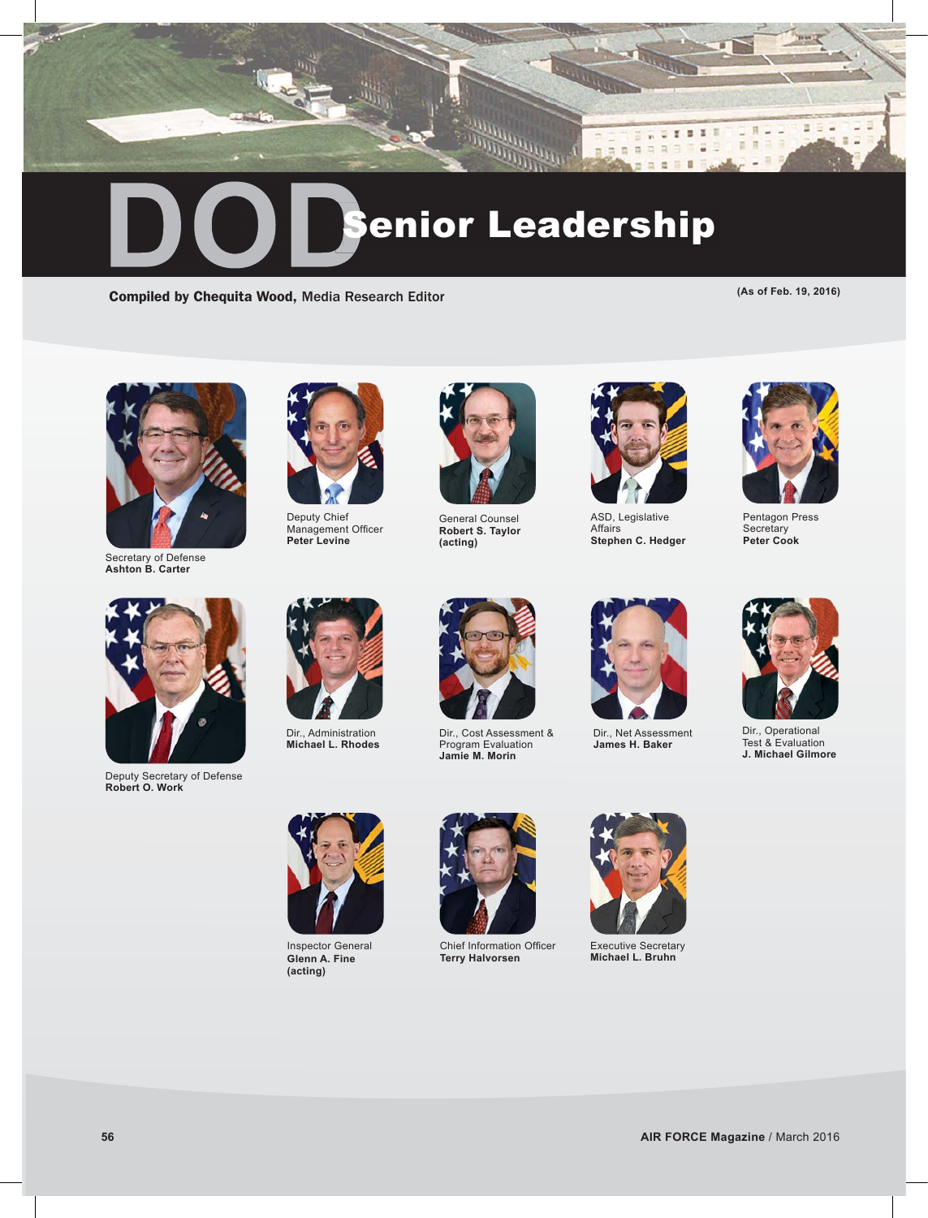# DOD Senior Leadership

**Compiled by Chequita Wood,** Media Research Editor

(As of Feb. 19, 2016)

Secretary of Defense
**Ashton B. Carter**

Deputy Chief Management Officer
**Peter Levine**

General Counsel
**Robert S. Taylor (acting)**

ASD, Legislative Affairs
**Stephen C. Hedger**

Pentagon Press Secretary
**Peter Cook**

Deputy Secretary of Defense
**Robert O. Work**

Dir., Administration
**Michael L. Rhodes**

Dir., Cost Assessment & Program Evaluation
**Jamie M. Morin**

Dir., Net Assessment
**James H. Baker**

Dir., Operational Test & Evaluation
**J. Michael Gilmore**

Inspector General
**Glenn A. Fine (acting)**

Chief Information Officer
**Terry Halvorsen**

Executive Secretary
**Michael L. Bruhn**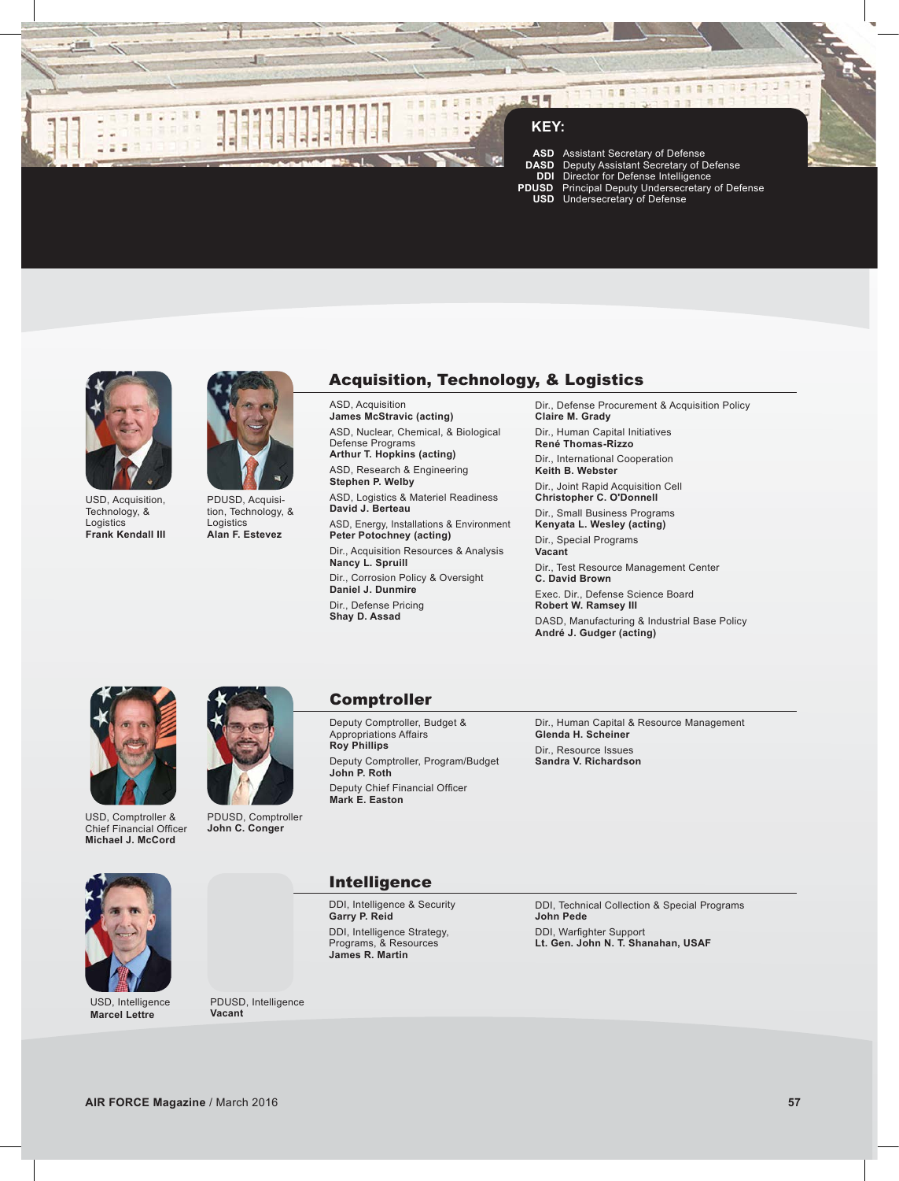**KEY:**

- **ASD** Assistant Secretary of Defense
- **DASD** Deputy Assistant Secretary of Defense
- **DDI** Director for Defense Intelligence
- **PDUSD** Principal Deputy Undersecretary of Defense
- **USD** Undersecretary of Defense

USD, Acquisition, Technology, & Logistics
**Frank Kendall III**

PDUSD, Acquisition, Technology, & Logistics
**Alan F. Estevez**

## Acquisition, Technology, & Logistics

ASD, Acquisition
**James McStravic (acting)**

ASD, Nuclear, Chemical, & Biological Defense Programs
**Arthur T. Hopkins (acting)**

ASD, Research & Engineering
**Stephen P. Welby**

ASD, Logistics & Materiel Readiness
**David J. Berteau**

ASD, Energy, Installations & Environment
**Peter Potochney (acting)**

Dir., Acquisition Resources & Analysis
**Nancy L. Spruill**

Dir., Corrosion Policy & Oversight
**Daniel J. Dunmire**

Dir., Defense Pricing
**Shay D. Assad**

Dir., Defense Procurement & Acquisition Policy
**Claire M. Grady**

Dir., Human Capital Initiatives
**René Thomas-Rizzo**

Dir., International Cooperation
**Keith B. Webster**

Dir., Joint Rapid Acquisition Cell
**Christopher C. O'Donnell**

Dir., Small Business Programs
**Kenyata L. Wesley (acting)**

Dir., Special Programs
**Vacant**

Dir., Test Resource Management Center
**C. David Brown**

Exec. Dir., Defense Science Board
**Robert W. Ramsey III**

DASD, Manufacturing & Industrial Base Policy
**André J. Gudger (acting)**

USD, Comptroller & Chief Financial Officer
**Michael J. McCord**

PDUSD, Comptroller
**John C. Conger**

## Comptroller

Deputy Comptroller, Budget & Appropriations Affairs
**Roy Phillips**

Deputy Comptroller, Program/Budget
**John P. Roth**

Deputy Chief Financial Officer
**Mark E. Easton**

Dir., Human Capital & Resource Management
**Glenda H. Scheiner**

Dir., Resource Issues
**Sandra V. Richardson**

USD, Intelligence
**Marcel Lettre**

PDUSD, Intelligence
**Vacant**

## Intelligence

DDI, Intelligence & Security
**Garry P. Reid**

DDI, Intelligence Strategy, Programs, & Resources
**James R. Martin**

DDI, Technical Collection & Special Programs
**John Pede**

DDI, Warfighter Support
**Lt. Gen. John N. T. Shanahan, USAF**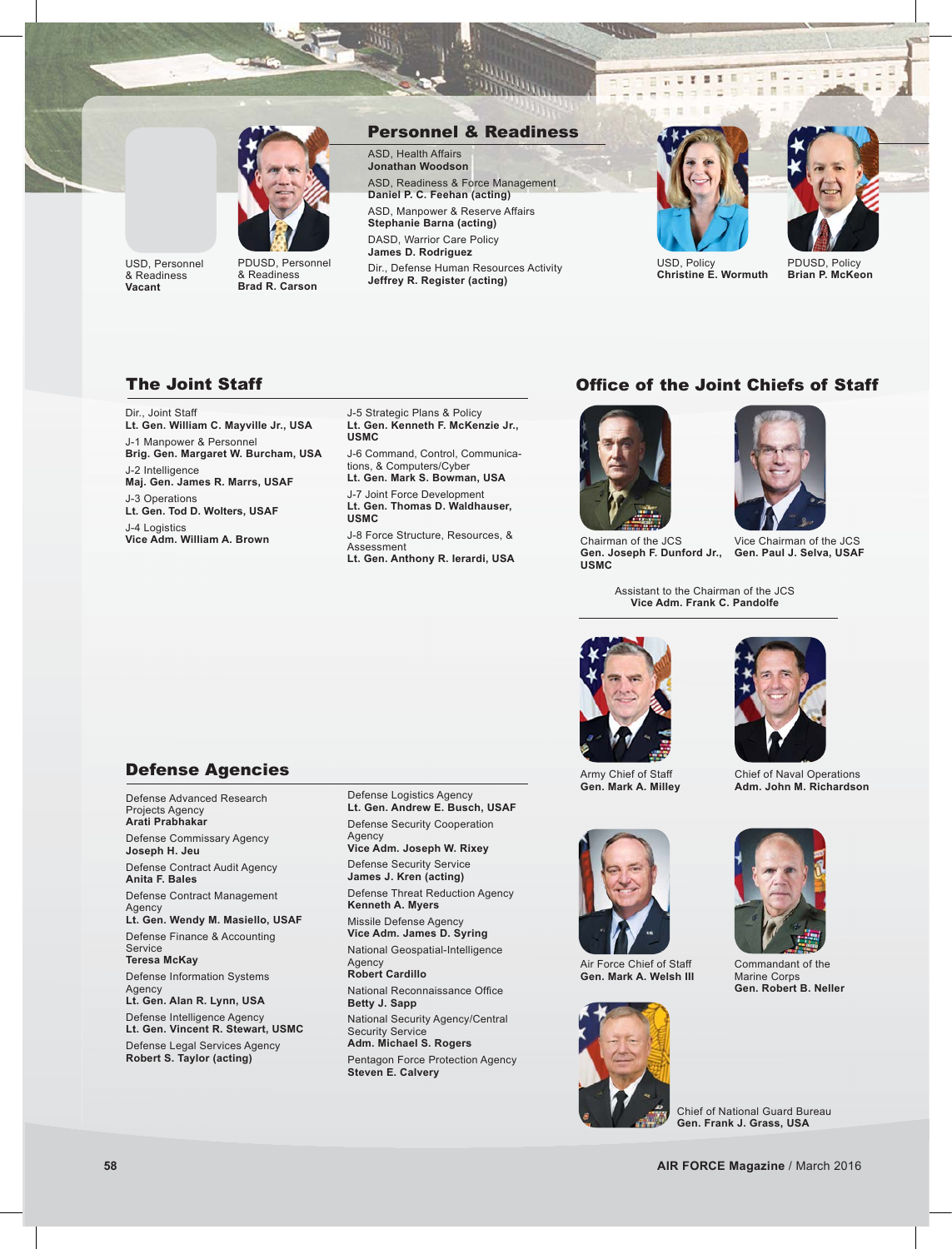USD, Personnel & Readiness
**Vacant**

PDUSD, Personnel & Readiness
**Brad R. Carson**

## Personnel & Readiness

ASD, Health Affairs
**Jonathan Woodson**

ASD, Readiness & Force Management
**Daniel P. C. Feehan (acting)**

ASD, Manpower & Reserve Affairs
**Stephanie Barna (acting)**

DASD, Warrior Care Policy
**James D. Rodriguez**

Dir., Defense Human Resources Activity
**Jeffrey R. Register (acting)**

USD, Policy
**Christine E. Wormuth**

PDUSD, Policy
**Brian P. McKeon**

## The Joint Staff

Dir., Joint Staff
**Lt. Gen. William C. Mayville Jr., USA**

J-1 Manpower & Personnel
**Brig. Gen. Margaret W. Burcham, USA**

J-2 Intelligence
**Maj. Gen. James R. Marrs, USAF**

J-3 Operations
**Lt. Gen. Tod D. Wolters, USAF**

J-4 Logistics
**Vice Adm. William A. Brown**

J-5 Strategic Plans & Policy
**Lt. Gen. Kenneth F. McKenzie Jr., USMC**

J-6 Command, Control, Communications, & Computers/Cyber
**Lt. Gen. Mark S. Bowman, USA**

J-7 Joint Force Development
**Lt. Gen. Thomas D. Waldhauser, USMC**

J-8 Force Structure, Resources, & Assessment
**Lt. Gen. Anthony R. Ierardi, USA**

## Office of the Joint Chiefs of Staff

Chairman of the JCS
**Gen. Joseph F. Dunford Jr., USMC**

Vice Chairman of the JCS
**Gen. Paul J. Selva, USAF**

Assistant to the Chairman of the JCS
**Vice Adm. Frank C. Pandolfe**

Army Chief of Staff
**Gen. Mark A. Milley**

Chief of Naval Operations
**Adm. John M. Richardson**

Air Force Chief of Staff
**Gen. Mark A. Welsh III**

Commandant of the Marine Corps
**Gen. Robert B. Neller**

Chief of National Guard Bureau
**Gen. Frank J. Grass, USA**

## Defense Agencies

Defense Advanced Research Projects Agency
**Arati Prabhakar**

Defense Commissary Agency
**Joseph H. Jeu**

Defense Contract Audit Agency
**Anita F. Bales**

Defense Contract Management Agency
**Lt. Gen. Wendy M. Masiello, USAF**

Defense Finance & Accounting Service
**Teresa McKay**

Defense Information Systems Agency
**Lt. Gen. Alan R. Lynn, USA**

Defense Intelligence Agency
**Lt. Gen. Vincent R. Stewart, USMC**

Defense Legal Services Agency
**Robert S. Taylor (acting)**

Defense Logistics Agency
**Lt. Gen. Andrew E. Busch, USAF**

Defense Security Cooperation Agency
**Vice Adm. Joseph W. Rixey**

Defense Security Service
**James J. Kren (acting)**

Defense Threat Reduction Agency
**Kenneth A. Myers**

Missile Defense Agency
**Vice Adm. James D. Syring**

National Geospatial-Intelligence Agency
**Robert Cardillo**

National Reconnaissance Office
**Betty J. Sapp**

National Security Agency/Central Security Service
**Adm. Michael S. Rogers**

Pentagon Force Protection Agency
**Steven E. Calvery**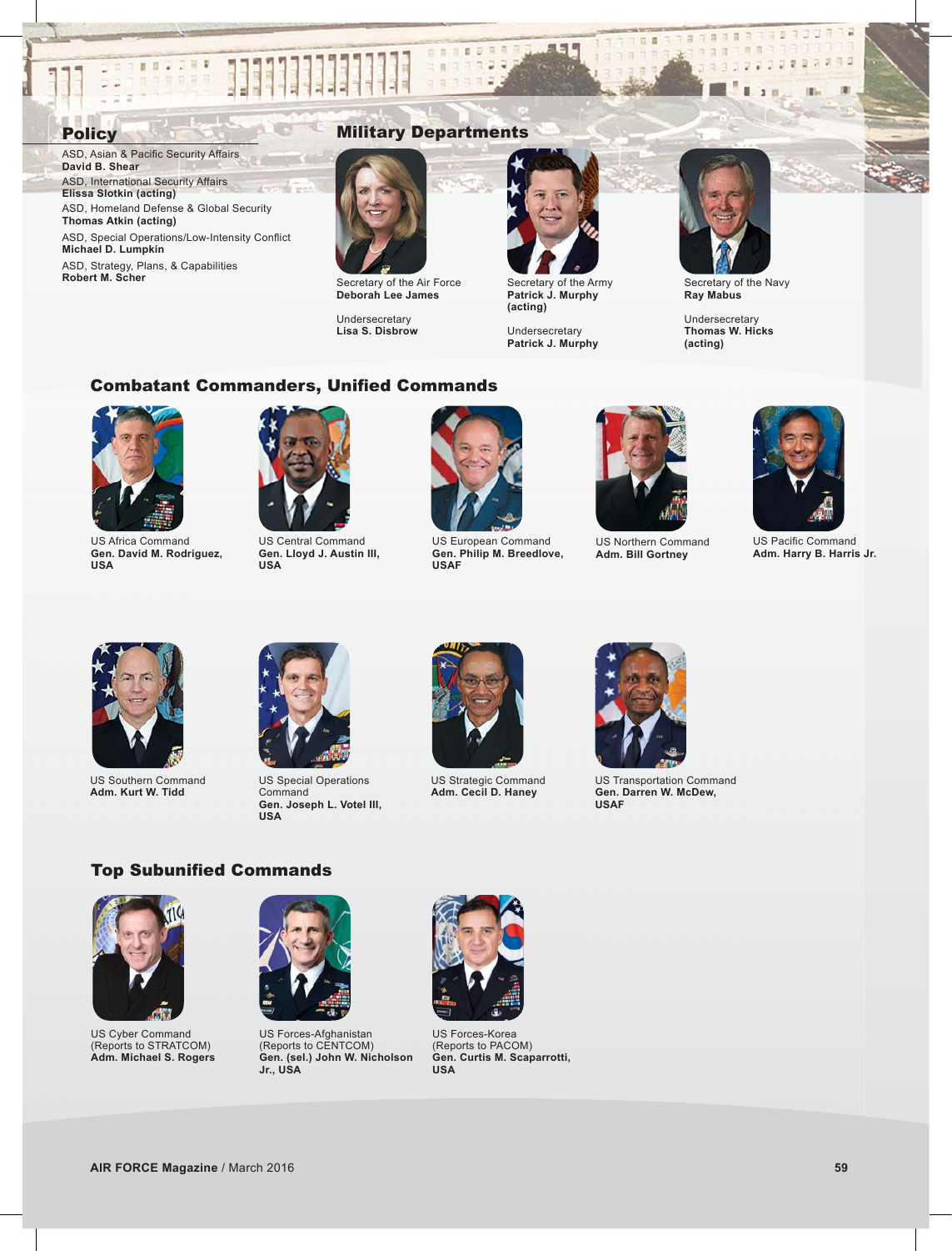## Policy

ASD, Asian & Pacific Security Affairs
**David B. Shear**

ASD, International Security Affairs
**Elissa Slotkin (acting)**

ASD, Homeland Defense & Global Security
**Thomas Atkin (acting)**

ASD, Special Operations/Low-Intensity Conflict
**Michael D. Lumpkin**

ASD, Strategy, Plans, & Capabilities
**Robert M. Scher**

## Military Departments

Secretary of the Air Force
**Deborah Lee James**

Undersecretary
**Lisa S. Disbrow**

Secretary of the Army
**Patrick J. Murphy (acting)**

Undersecretary
**Patrick J. Murphy**

Secretary of the Navy
**Ray Mabus**

Undersecretary
**Thomas W. Hicks (acting)**

## Combatant Commanders, Unified Commands

US Africa Command
**Gen. David M. Rodriguez, USA**

US Central Command
**Gen. Lloyd J. Austin III, USA**

US European Command
**Gen. Philip M. Breedlove, USAF**

US Northern Command
**Adm. Bill Gortney**

US Pacific Command
**Adm. Harry B. Harris Jr.**

US Southern Command
**Adm. Kurt W. Tidd**

US Special Operations Command
**Gen. Joseph L. Votel III, USA**

US Strategic Command
**Adm. Cecil D. Haney**

US Transportation Command
**Gen. Darren W. McDew, USAF**

## Top Subunified Commands

US Cyber Command
(Reports to STRATCOM)
**Adm. Michael S. Rogers**

US Forces-Afghanistan
(Reports to CENTCOM)
**Gen. (sel.) John W. Nicholson Jr., USA**

US Forces-Korea
(Reports to PACOM)
**Gen. Curtis M. Scaparrotti, USA**